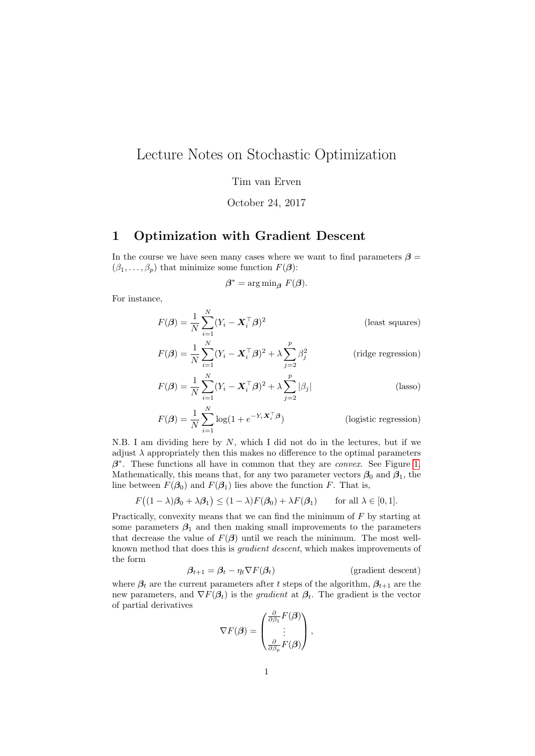# Lecture Notes on Stochastic Optimization

Tim van Erven

October 24, 2017

## 1 Optimization with Gradient Descent

In the course we have seen many cases where we want to find parameters $\boldsymbol{\beta} = (\beta_1, \ldots, \beta_p)$ that minimize some function $F(\boldsymbol{\beta})$:

$$\boldsymbol{\beta}^* = \arg\min_{\boldsymbol{\beta}} F(\boldsymbol{\beta}).$$

For instance,

$$F(\boldsymbol{\beta}) = \frac{1}{N}\sum_{i=1}^{N}(Y_i - \boldsymbol{X}_i^\top \boldsymbol{\beta})^2 \qquad \text{(least squares)}$$

$$F(\boldsymbol{\beta}) = \frac{1}{N}\sum_{i=1}^{N}(Y_i - \boldsymbol{X}_i^\top \boldsymbol{\beta})^2 + \lambda \sum_{j=2}^{p} \beta_j^2 \qquad \text{(ridge regression)}$$

$$F(\boldsymbol{\beta}) = \frac{1}{N}\sum_{i=1}^{N}(Y_i - \boldsymbol{X}_i^\top \boldsymbol{\beta})^2 + \lambda \sum_{j=2}^{p} |\beta_j| \qquad \text{(lasso)}$$

$$F(\boldsymbol{\beta}) = \frac{1}{N}\sum_{i=1}^{N}\log(1 + e^{-Y_i \boldsymbol{X}_i^\top \boldsymbol{\beta}}) \qquad \text{(logistic regression)}$$

N.B. I am dividing here by $N$, which I did not do in the lectures, but if we adjust $\lambda$ appropriately then this makes no difference to the optimal parameters $\boldsymbol{\beta}^*$. These functions all have in common that they are *convex*. See Figure 1. Mathematically, this means that, for any two parameter vectors $\boldsymbol{\beta}_0$ and $\boldsymbol{\beta}_1$, the line between $F(\boldsymbol{\beta}_0)$ and $F(\boldsymbol{\beta}_1)$ lies above the function $F$. That is,

$$F\big((1-\lambda)\boldsymbol{\beta}_0 + \lambda\boldsymbol{\beta}_1\big) \leq (1-\lambda)F(\boldsymbol{\beta}_0) + \lambda F(\boldsymbol{\beta}_1) \qquad \text{for all } \lambda \in [0,1].$$

Practically, convexity means that we can find the minimum of $F$ by starting at some parameters $\boldsymbol{\beta}_1$ and then making small improvements to the parameters that decrease the value of $F(\boldsymbol{\beta})$ until we reach the minimum. The most well-known method that does this is *gradient descent*, which makes improvements of the form

$$\boldsymbol{\beta}_{t+1} = \boldsymbol{\beta}_t - \eta_t \nabla F(\boldsymbol{\beta}_t) \qquad \text{(gradient descent)}$$

where $\boldsymbol{\beta}_t$ are the current parameters after $t$ steps of the algorithm, $\boldsymbol{\beta}_{t+1}$ are the new parameters, and $\nabla F(\boldsymbol{\beta}_t)$ is the *gradient* at $\boldsymbol{\beta}_t$. The gradient is the vector of partial derivatives

$$\nabla F(\boldsymbol{\beta}) = \begin{pmatrix} \frac{\partial}{\partial \beta_1} F(\boldsymbol{\beta}) \\ \vdots \\ \frac{\partial}{\partial \beta_p} F(\boldsymbol{\beta}) \end{pmatrix},$$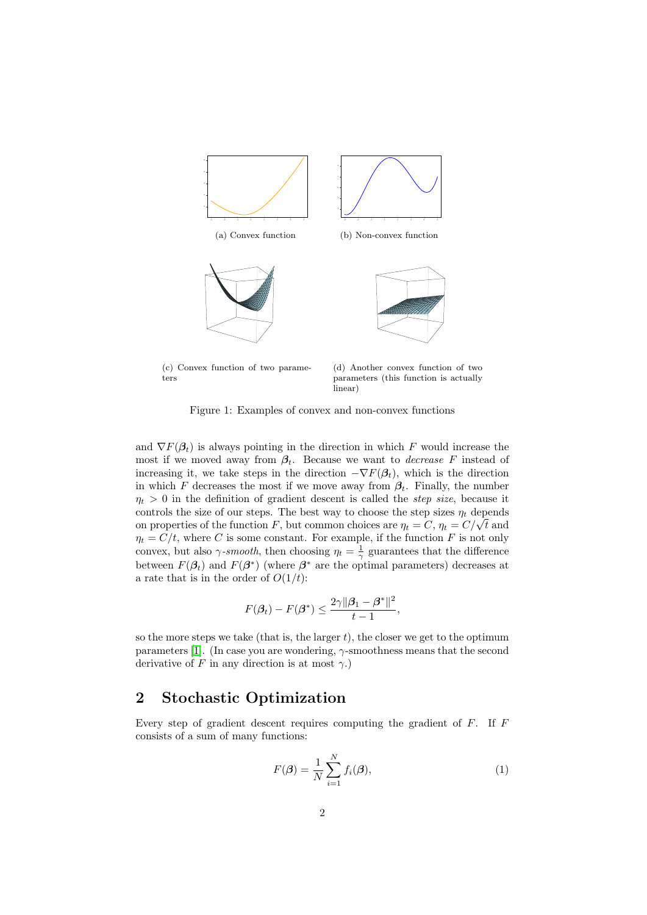(a) Convex function

(b) Non-convex function

(c) Convex function of two parameters

(d) Another convex function of two parameters (this function is actually linear)

Figure 1: Examples of convex and non-convex functions

and $\nabla F(\boldsymbol{\beta}_t)$ is always pointing in the direction in which $F$ would increase the most if we moved away from $\boldsymbol{\beta}_t$. Because we want to *decrease* $F$ instead of increasing it, we take steps in the direction $-\nabla F(\boldsymbol{\beta}_t)$, which is the direction in which $F$ decreases the most if we move away from $\boldsymbol{\beta}_t$. Finally, the number $\eta_t > 0$ in the definition of gradient descent is called the *step size*, because it controls the size of our steps. The best way to choose the step sizes $\eta_t$ depends on properties of the function $F$, but common choices are $\eta_t = C$, $\eta_t = C/\sqrt{t}$ and $\eta_t = C/t$, where $C$ is some constant. For example, if the function $F$ is not only convex, but also $\gamma$-*smooth*, then choosing $\eta_t = \frac{1}{\gamma}$ guarantees that the difference between $F(\boldsymbol{\beta}_t)$ and $F(\boldsymbol{\beta}^*)$ (where $\boldsymbol{\beta}^*$ are the optimal parameters) decreases at a rate that is in the order of $O(1/t)$:

$$F(\boldsymbol{\beta}_t) - F(\boldsymbol{\beta}^*) \leq \frac{2\gamma\|\boldsymbol{\beta}_1 - \boldsymbol{\beta}^*\|^2}{t-1},$$

so the more steps we take (that is, the larger $t$), the closer we get to the optimum parameters [1]. (In case you are wondering, $\gamma$-smoothness means that the second derivative of $F$ in any direction is at most $\gamma$.)

## 2 Stochastic Optimization

Every step of gradient descent requires computing the gradient of $F$. If $F$ consists of a sum of many functions:

$$F(\boldsymbol{\beta}) = \frac{1}{N}\sum_{i=1}^{N} f_i(\boldsymbol{\beta}), \tag{1}$$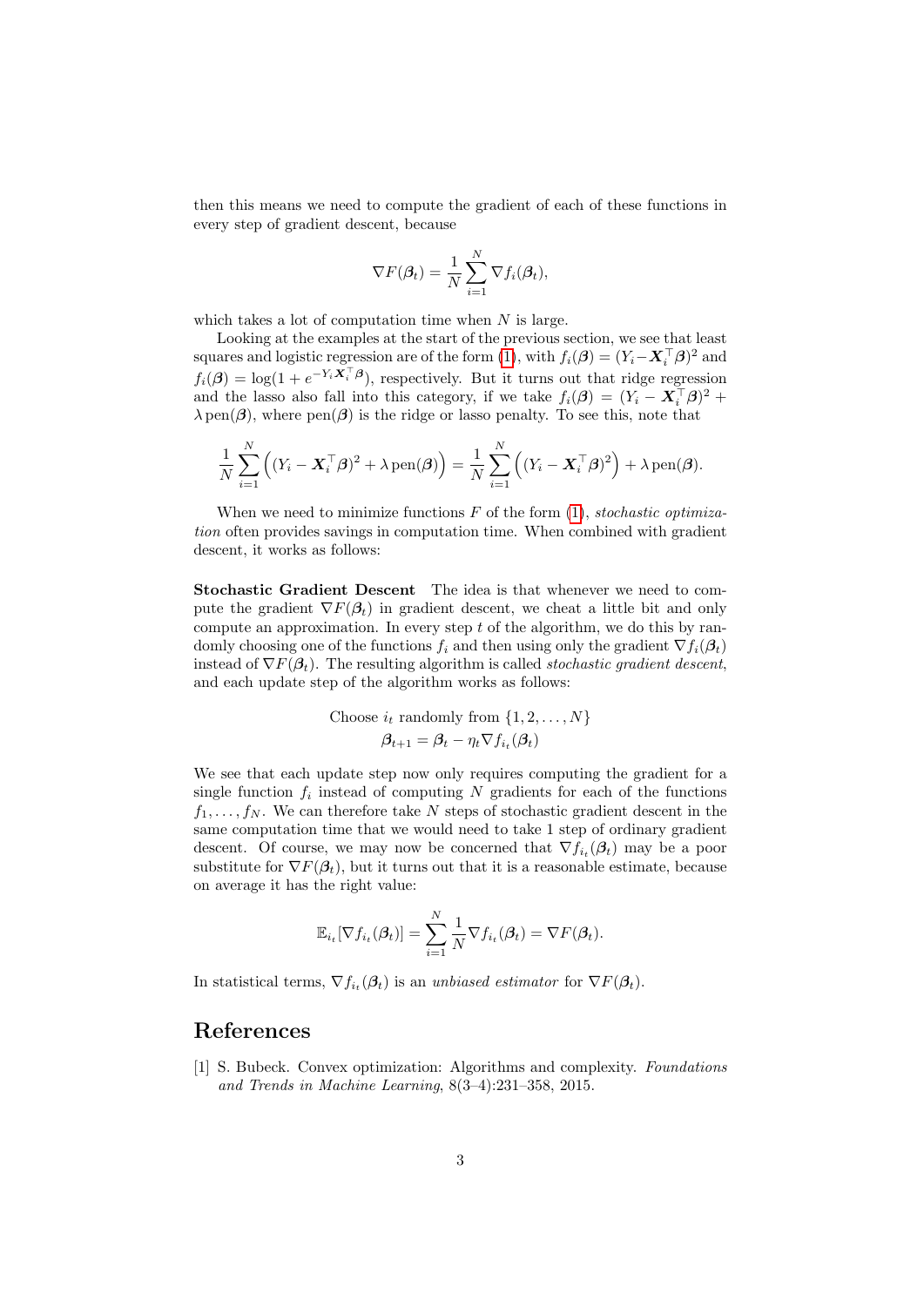then this means we need to compute the gradient of each of these functions in every step of gradient descent, because

$$\nabla F(\boldsymbol{\beta}_t) = \frac{1}{N}\sum_{i=1}^{N} \nabla f_i(\boldsymbol{\beta}_t),$$

which takes a lot of computation time when $N$ is large.

Looking at the examples at the start of the previous section, we see that least squares and logistic regression are of the form (1), with $f_i(\boldsymbol{\beta}) = (Y_i - \boldsymbol{X}_i^\top \boldsymbol{\beta})^2$ and $f_i(\boldsymbol{\beta}) = \log(1 + e^{-Y_i \boldsymbol{X}_i^\top \boldsymbol{\beta}})$, respectively. But it turns out that ridge regression and the lasso also fall into this category, if we take $f_i(\boldsymbol{\beta}) = (Y_i - \boldsymbol{X}_i^\top \boldsymbol{\beta})^2 + \lambda \operatorname{pen}(\boldsymbol{\beta})$, where $\operatorname{pen}(\boldsymbol{\beta})$ is the ridge or lasso penalty. To see this, note that

$$\frac{1}{N}\sum_{i=1}^{N}\Big((Y_i - \boldsymbol{X}_i^\top \boldsymbol{\beta})^2 + \lambda \operatorname{pen}(\boldsymbol{\beta})\Big) = \frac{1}{N}\sum_{i=1}^{N}\Big((Y_i - \boldsymbol{X}_i^\top \boldsymbol{\beta})^2\Big) + \lambda \operatorname{pen}(\boldsymbol{\beta}).$$

When we need to minimize functions $F$ of the form (1), *stochastic optimization* often provides savings in computation time. When combined with gradient descent, it works as follows:

**Stochastic Gradient Descent** The idea is that whenever we need to compute the gradient $\nabla F(\boldsymbol{\beta}_t)$ in gradient descent, we cheat a little bit and only compute an approximation. In every step $t$ of the algorithm, we do this by randomly choosing one of the functions $f_i$ and then using only the gradient $\nabla f_i(\boldsymbol{\beta}_t)$ instead of $\nabla F(\boldsymbol{\beta}_t)$. The resulting algorithm is called *stochastic gradient descent*, and each update step of the algorithm works as follows:

$$\text{Choose } i_t \text{ randomly from } \{1, 2, \ldots, N\}$$
$$\boldsymbol{\beta}_{t+1} = \boldsymbol{\beta}_t - \eta_t \nabla f_{i_t}(\boldsymbol{\beta}_t)$$

We see that each update step now only requires computing the gradient for a single function $f_i$ instead of computing $N$ gradients for each of the functions $f_1, \ldots, f_N$. We can therefore take $N$ steps of stochastic gradient descent in the same computation time that we would need to take 1 step of ordinary gradient descent. Of course, we may now be concerned that $\nabla f_{i_t}(\boldsymbol{\beta}_t)$ may be a poor substitute for $\nabla F(\boldsymbol{\beta}_t)$, but it turns out that it is a reasonable estimate, because on average it has the right value:

$$\mathbb{E}_{i_t}[\nabla f_{i_t}(\boldsymbol{\beta}_t)] = \sum_{i=1}^{N} \frac{1}{N} \nabla f_{i_t}(\boldsymbol{\beta}_t) = \nabla F(\boldsymbol{\beta}_t).$$

In statistical terms, $\nabla f_{i_t}(\boldsymbol{\beta}_t)$ is an *unbiased estimator* for $\nabla F(\boldsymbol{\beta}_t)$.

## References

[1] S. Bubeck. Convex optimization: Algorithms and complexity. *Foundations and Trends in Machine Learning*, 8(3–4):231–358, 2015.